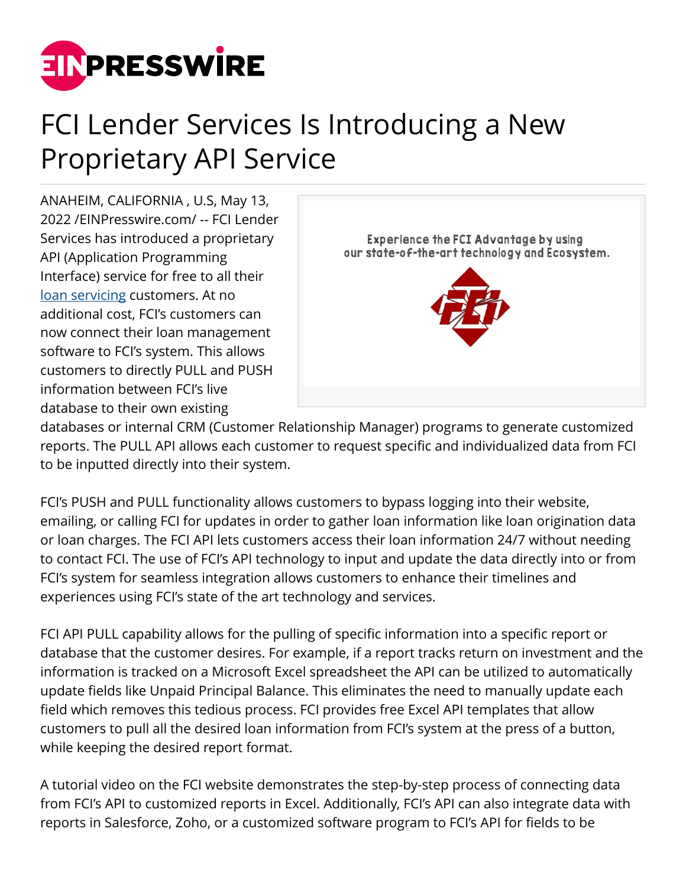# FCI Lender Services Is Introducing a New Proprietary API Service

ANAHEIM, CALIFORNIA , U.S, May 13, 2022 /EINPresswire.com/ -- FCI Lender Services has introduced a proprietary API (Application Programming Interface) service for free to all their loan servicing customers. At no additional cost, FCI's customers can now connect their loan management software to FCI's system. This allows customers to directly PULL and PUSH information between FCI's live database to their own existing databases or internal CRM (Customer Relationship Manager) programs to generate customized reports. The PULL API allows each customer to request specific and individualized data from FCI to be inputted directly into their system.

FCI's PUSH and PULL functionality allows customers to bypass logging into their website, emailing, or calling FCI for updates in order to gather loan information like loan origination data or loan charges. The FCI API lets customers access their loan information 24/7 without needing to contact FCI. The use of FCI's API technology to input and update the data directly into or from FCI's system for seamless integration allows customers to enhance their timelines and experiences using FCI's state of the art technology and services.

FCI API PULL capability allows for the pulling of specific information into a specific report or database that the customer desires. For example, if a report tracks return on investment and the information is tracked on a Microsoft Excel spreadsheet the API can be utilized to automatically update fields like Unpaid Principal Balance. This eliminates the need to manually update each field which removes this tedious process. FCI provides free Excel API templates that allow customers to pull all the desired loan information from FCI's system at the press of a button, while keeping the desired report format.

A tutorial video on the FCI website demonstrates the step-by-step process of connecting data from FCI's API to customized reports in Excel. Additionally, FCI's API can also integrate data with reports in Salesforce, Zoho, or a customized software program to FCI's API for fields to be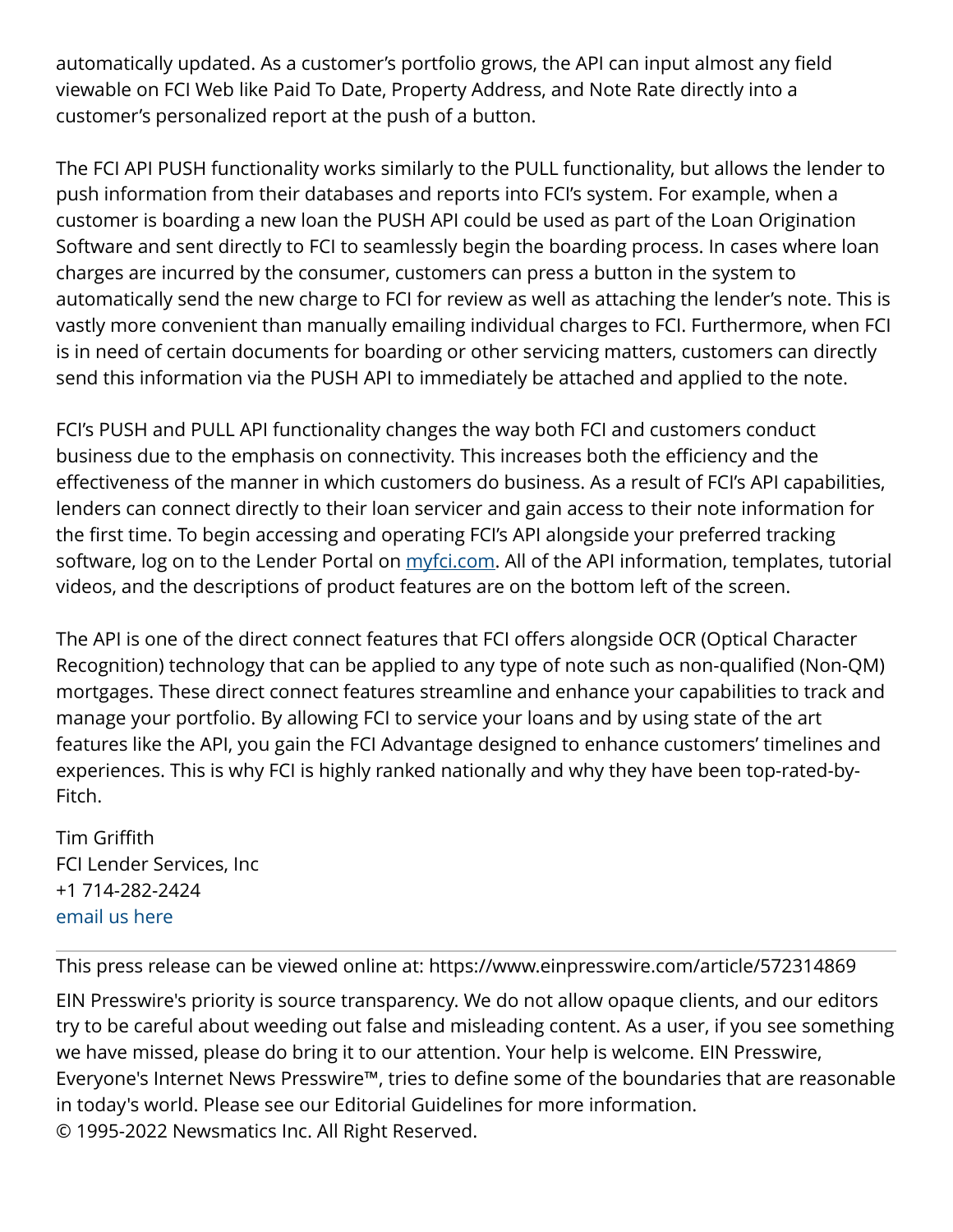automatically updated. As a customer's portfolio grows, the API can input almost any field viewable on FCI Web like Paid To Date, Property Address, and Note Rate directly into a customer's personalized report at the push of a button.

The FCI API PUSH functionality works similarly to the PULL functionality, but allows the lender to push information from their databases and reports into FCI's system. For example, when a customer is boarding a new loan the PUSH API could be used as part of the Loan Origination Software and sent directly to FCI to seamlessly begin the boarding process. In cases where loan charges are incurred by the consumer, customers can press a button in the system to automatically send the new charge to FCI for review as well as attaching the lender's note. This is vastly more convenient than manually emailing individual charges to FCI. Furthermore, when FCI is in need of certain documents for boarding or other servicing matters, customers can directly send this information via the PUSH API to immediately be attached and applied to the note.

FCI's PUSH and PULL API functionality changes the way both FCI and customers conduct business due to the emphasis on connectivity. This increases both the efficiency and the effectiveness of the manner in which customers do business. As a result of FCI's API capabilities, lenders can connect directly to their loan servicer and gain access to their note information for the first time. To begin accessing and operating FCI's API alongside your preferred tracking software, log on to the Lender Portal on [myfci.com](myfci.com). All of the API information, templates, tutorial videos, and the descriptions of product features are on the bottom left of the screen.

The API is one of the direct connect features that FCI offers alongside OCR (Optical Character Recognition) technology that can be applied to any type of note such as non-qualified (Non-QM) mortgages. These direct connect features streamline and enhance your capabilities to track and manage your portfolio. By allowing FCI to service your loans and by using state of the art features like the API, you gain the FCI Advantage designed to enhance customers' timelines and experiences. This is why FCI is highly ranked nationally and why they have been top-rated-by-Fitch.

Tim Griffith
FCI Lender Services, Inc
+1 714-282-2424
email us here

---

This press release can be viewed online at: https://www.einpresswire.com/article/572314869

EIN Presswire's priority is source transparency. We do not allow opaque clients, and our editors try to be careful about weeding out false and misleading content. As a user, if you see something we have missed, please do bring it to our attention. Your help is welcome. EIN Presswire, Everyone's Internet News Presswire™, tries to define some of the boundaries that are reasonable in today's world. Please see our Editorial Guidelines for more information.
© 1995-2022 Newsmatics Inc. All Right Reserved.